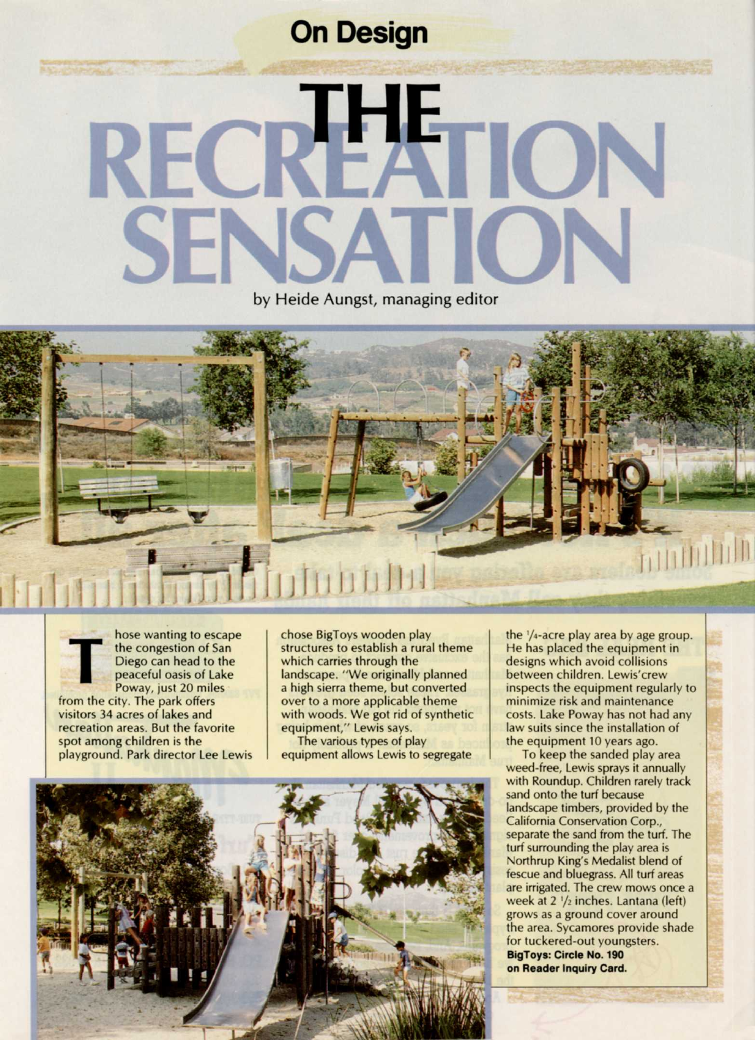On Design

# THE RECREATION SENSATION

by Heide Aungst, managing editor

Those wanting to escape the congestion of San Diego can head to the peaceful oasis of Lake Poway, just 20 miles from the city. The park offers visitors 34 acres of lakes and recreation areas. But the favorite spot among children is the playground. Park director Lee Lewis chose BigToys wooden play structures to establish a rural theme which carries through the landscape. "We originally planned a high sierra theme, but converted over to a more applicable theme with woods. We got rid of synthetic equipment," Lewis says.

The various types of play equipment allows Lewis to segregate the 1/4-acre play area by age group. He has placed the equipment in designs which avoid collisions between children. Lewis' crew inspects the equipment regularly to minimize risk and maintenance costs. Lake Poway has not had any law suits since the installation of the equipment 10 years ago.

To keep the sanded play area weed-free, Lewis sprays it annually with Roundup. Children rarely track sand onto the turf because landscape timbers, provided by the California Conservation Corp., separate the sand from the turf. The turf surrounding the play area is Northrup King's Medalist blend of fescue and bluegrass. All turf areas are irrigated. The crew mows once a week at 2 1/2 inches. Lantana (left) grows as a ground cover around the area. Sycamores provide shade for tuckered-out youngsters.

**BigToys: Circle No. 190 on Reader Inquiry Card.**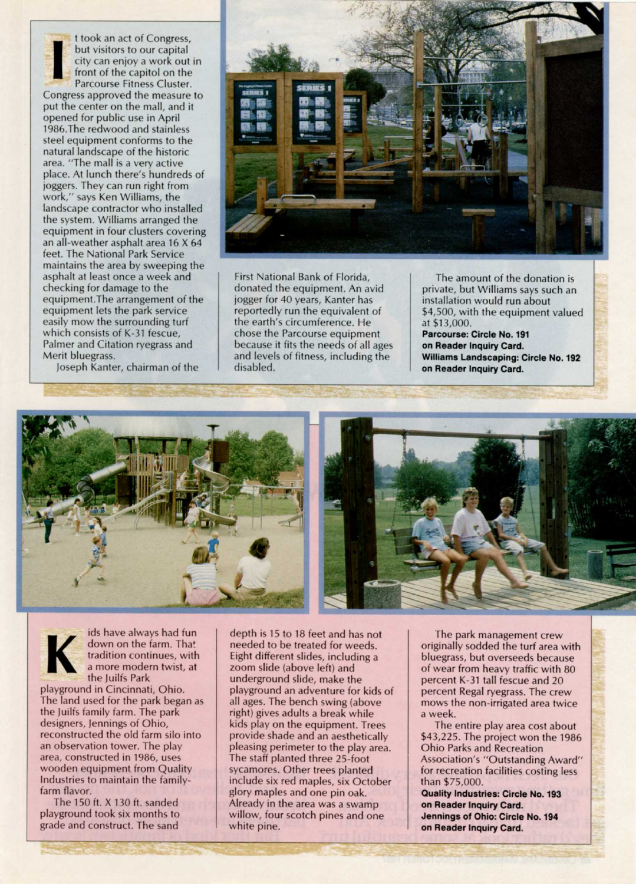It took an act of Congress, but visitors to our capital city can enjoy a work out in front of the capitol on the Parcourse Fitness Cluster. Congress approved the measure to put the center on the mall, and it opened for public use in April 1986. The redwood and stainless steel equipment conforms to the natural landscape of the historic area. "The mall is a very active place. At lunch there's hundreds of joggers. They can run right from work," says Ken Williams, the landscape contractor who installed the system. Williams arranged the equipment in four clusters covering an all-weather asphalt area 16 X 64 feet. The National Park Service maintains the area by sweeping the asphalt at least once a week and checking for damage to the equipment. The arrangement of the equipment lets the park service easily mow the surrounding turf which consists of K-31 fescue, Palmer and Citation ryegrass and Merit bluegrass.

Joseph Kanter, chairman of the First National Bank of Florida, donated the equipment. An avid jogger for 40 years, Kanter has reportedly run the equivalent of the earth's circumference. He chose the Parcourse equipment because it fits the needs of all ages and levels of fitness, including the disabled.

The amount of the donation is private, but Williams says such an installation would run about $4,500, with the equipment valued at $13,000.

**Parcourse: Circle No. 191 on Reader Inquiry Card.**
**Williams Landscaping: Circle No. 192 on Reader Inquiry Card.**

Kids have always had fun down on the farm. That tradition continues, with a more modern twist, at the Juilfs Park playground in Cincinnati, Ohio. The land used for the park began as the Juilfs family farm. The park designers, Jennings of Ohio, reconstructed the old farm silo into an observation tower. The play area, constructed in 1986, uses wooden equipment from Quality Industries to maintain the family-farm flavor.

The 150 ft. X 130 ft. sanded playground took six months to grade and construct. The sand depth is 15 to 18 feet and has not needed to be treated for weeds. Eight different slides, including a zoom slide (above left) and underground slide, make the playground an adventure for kids of all ages. The bench swing (above right) gives adults a break while kids play on the equipment. Trees provide shade and an aesthetically pleasing perimeter to the play area. The staff planted three 25-foot sycamores. Other trees planted include six red maples, six October glory maples and one pin oak. Already in the area was a swamp willow, four scotch pines and one white pine.

The park management crew originally sodded the turf area with bluegrass, but overseeds because of wear from heavy traffic with 80 percent K-31 tall fescue and 20 percent Regal ryegrass. The crew mows the non-irrigated area twice a week.

The entire play area cost about $43,225. The project won the 1986 Ohio Parks and Recreation Association's "Outstanding Award" for recreation facilities costing less than $75,000.

**Quality Industries: Circle No. 193 on Reader Inquiry Card.**
**Jennings of Ohio: Circle No. 194 on Reader Inquiry Card.**